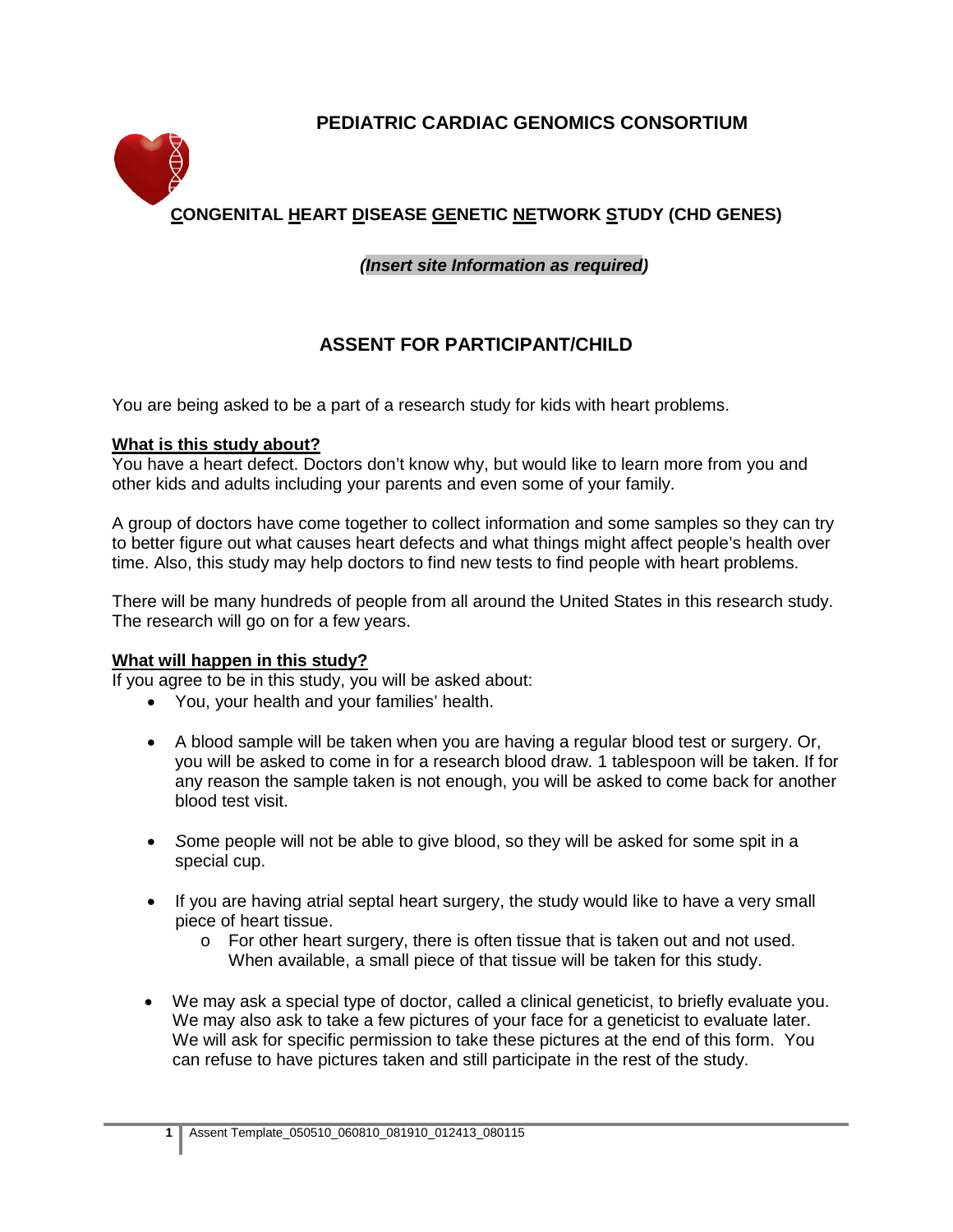# PEDIATRIC CARDIAC GENOMICS CONSORTIUM

## CONGENITAL HEART DISEASE GENETIC NETWORK STUDY (CHD GENES)

***(Insert site Information as required)***

## ASSENT FOR PARTICIPANT/CHILD

You are being asked to be a part of a research study for kids with heart problems.

**What is this study about?**

You have a heart defect. Doctors don't know why, but would like to learn more from you and other kids and adults including your parents and even some of your family.

A group of doctors have come together to collect information and some samples so they can try to better figure out what causes heart defects and what things might affect people's health over time. Also, this study may help doctors to find new tests to find people with heart problems.

There will be many hundreds of people from all around the United States in this research study. The research will go on for a few years.

**What will happen in this study?**

If you agree to be in this study, you will be asked about:

- You, your health and your families' health.
- A blood sample will be taken when you are having a regular blood test or surgery. Or, you will be asked to come in for a research blood draw. 1 tablespoon will be taken. If for any reason the sample taken is not enough, you will be asked to come back for another blood test visit.
- *S*ome people will not be able to give blood, so they will be asked for some spit in a special cup.
- If you are having atrial septal heart surgery, the study would like to have a very small piece of heart tissue.
    - For other heart surgery, there is often tissue that is taken out and not used. When available, a small piece of that tissue will be taken for this study.
- We may ask a special type of doctor, called a clinical geneticist, to briefly evaluate you. We may also ask to take a few pictures of your face for a geneticist to evaluate later. We will ask for specific permission to take these pictures at the end of this form. You can refuse to have pictures taken and still participate in the rest of the study.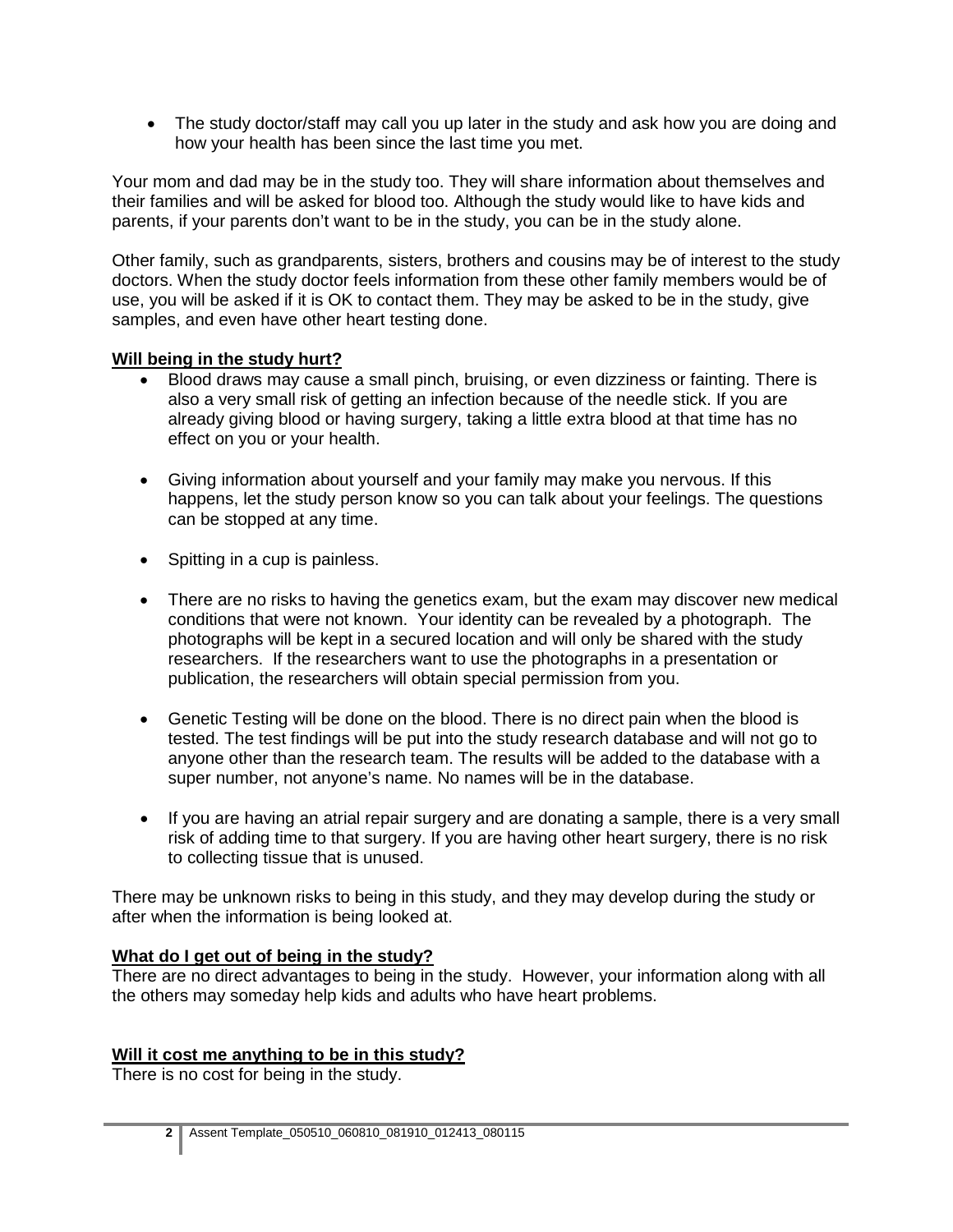- The study doctor/staff may call you up later in the study and ask how you are doing and how your health has been since the last time you met.

Your mom and dad may be in the study too. They will share information about themselves and their families and will be asked for blood too. Although the study would like to have kids and parents, if your parents don't want to be in the study, you can be in the study alone.

Other family, such as grandparents, sisters, brothers and cousins may be of interest to the study doctors. When the study doctor feels information from these other family members would be of use, you will be asked if it is OK to contact them. They may be asked to be in the study, give samples, and even have other heart testing done.

**Will being in the study hurt?**

- Blood draws may cause a small pinch, bruising, or even dizziness or fainting. There is also a very small risk of getting an infection because of the needle stick. If you are already giving blood or having surgery, taking a little extra blood at that time has no effect on you or your health.
- Giving information about yourself and your family may make you nervous. If this happens, let the study person know so you can talk about your feelings. The questions can be stopped at any time.
- Spitting in a cup is painless.
- There are no risks to having the genetics exam, but the exam may discover new medical conditions that were not known. Your identity can be revealed by a photograph. The photographs will be kept in a secured location and will only be shared with the study researchers. If the researchers want to use the photographs in a presentation or publication, the researchers will obtain special permission from you.
- Genetic Testing will be done on the blood. There is no direct pain when the blood is tested. The test findings will be put into the study research database and will not go to anyone other than the research team. The results will be added to the database with a super number, not anyone's name. No names will be in the database.
- If you are having an atrial repair surgery and are donating a sample, there is a very small risk of adding time to that surgery. If you are having other heart surgery, there is no risk to collecting tissue that is unused.

There may be unknown risks to being in this study, and they may develop during the study or after when the information is being looked at.

**What do I get out of being in the study?**

There are no direct advantages to being in the study. However, your information along with all the others may someday help kids and adults who have heart problems.

**Will it cost me anything to be in this study?**

There is no cost for being in the study.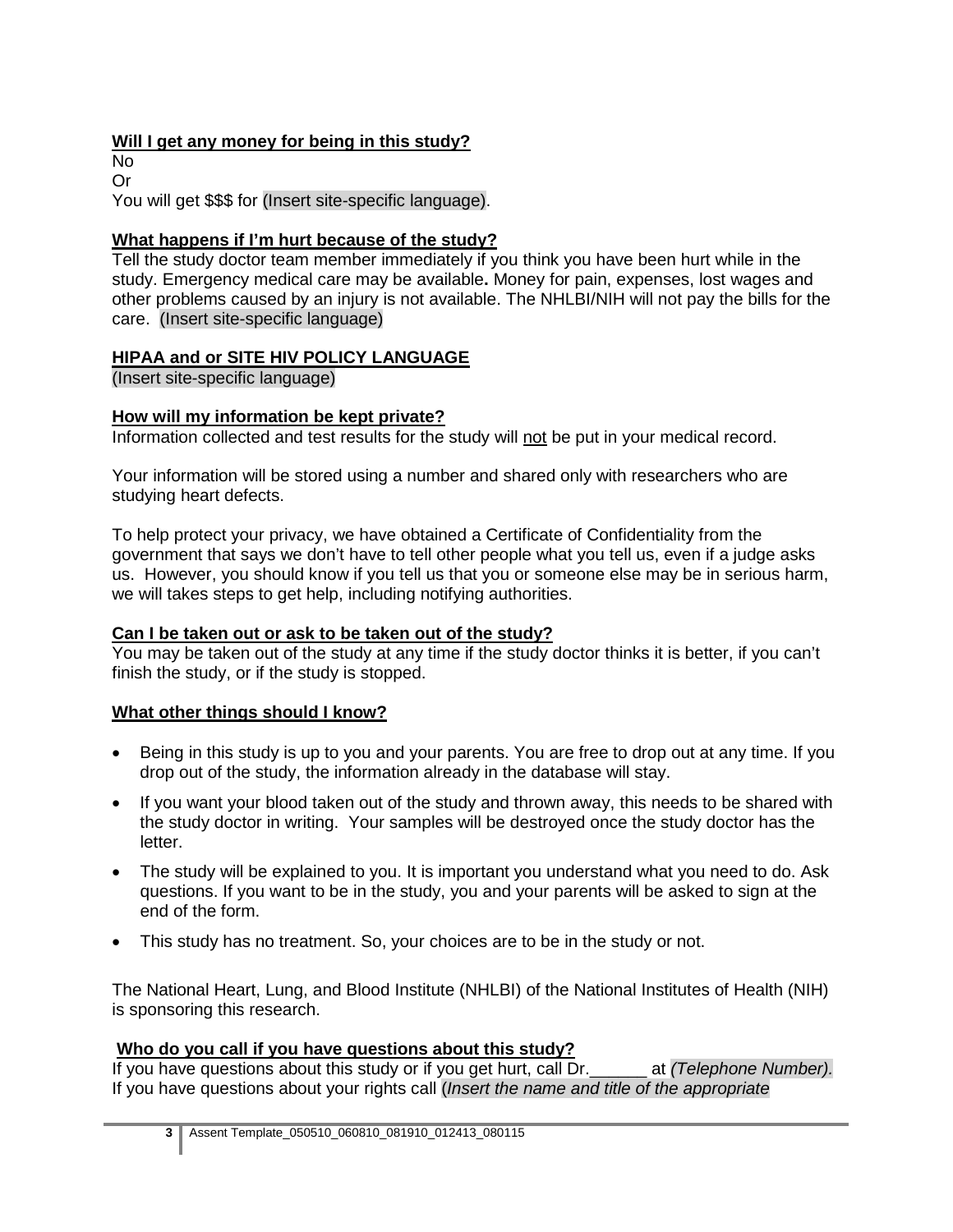**Will I get any money for being in this study?**

No

Or

You will get $$$ for (Insert site-specific language).

**What happens if I'm hurt because of the study?**

Tell the study doctor team member immediately if you think you have been hurt while in the study. Emergency medical care may be available**.** Money for pain, expenses, lost wages and other problems caused by an injury is not available. The NHLBI/NIH will not pay the bills for the care. (Insert site-specific language)

**HIPAA and or SITE HIV POLICY LANGUAGE**

(Insert site-specific language)

**How will my information be kept private?**

Information collected and test results for the study will not be put in your medical record.

Your information will be stored using a number and shared only with researchers who are studying heart defects.

To help protect your privacy, we have obtained a Certificate of Confidentiality from the government that says we don't have to tell other people what you tell us, even if a judge asks us. However, you should know if you tell us that you or someone else may be in serious harm, we will takes steps to get help, including notifying authorities.

**Can I be taken out or ask to be taken out of the study?**

You may be taken out of the study at any time if the study doctor thinks it is better, if you can't finish the study, or if the study is stopped.

**What other things should I know?**

- Being in this study is up to you and your parents. You are free to drop out at any time. If you drop out of the study, the information already in the database will stay.
- If you want your blood taken out of the study and thrown away, this needs to be shared with the study doctor in writing. Your samples will be destroyed once the study doctor has the letter.
- The study will be explained to you. It is important you understand what you need to do. Ask questions. If you want to be in the study, you and your parents will be asked to sign at the end of the form.
- This study has no treatment. So, your choices are to be in the study or not.

The National Heart, Lung, and Blood Institute (NHLBI) of the National Institutes of Health (NIH) is sponsoring this research.

**Who do you call if you have questions about this study?**

If you have questions about this study or if you get hurt, call Dr.______ at *(Telephone Number).* If you have questions about your rights call (*Insert the name and title of the appropriate*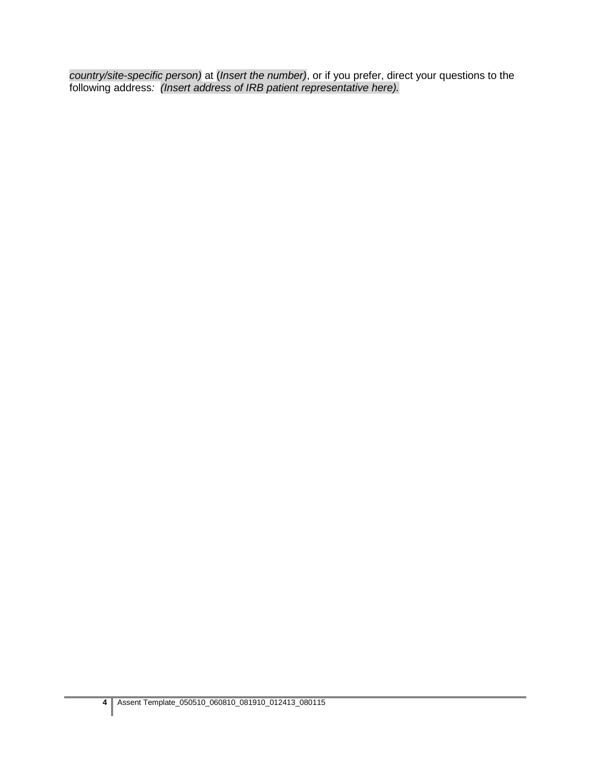*country/site-specific person)* at (*Insert the number)*, or if you prefer, direct your questions to the following address*:*  *(Insert address of IRB patient representative here).*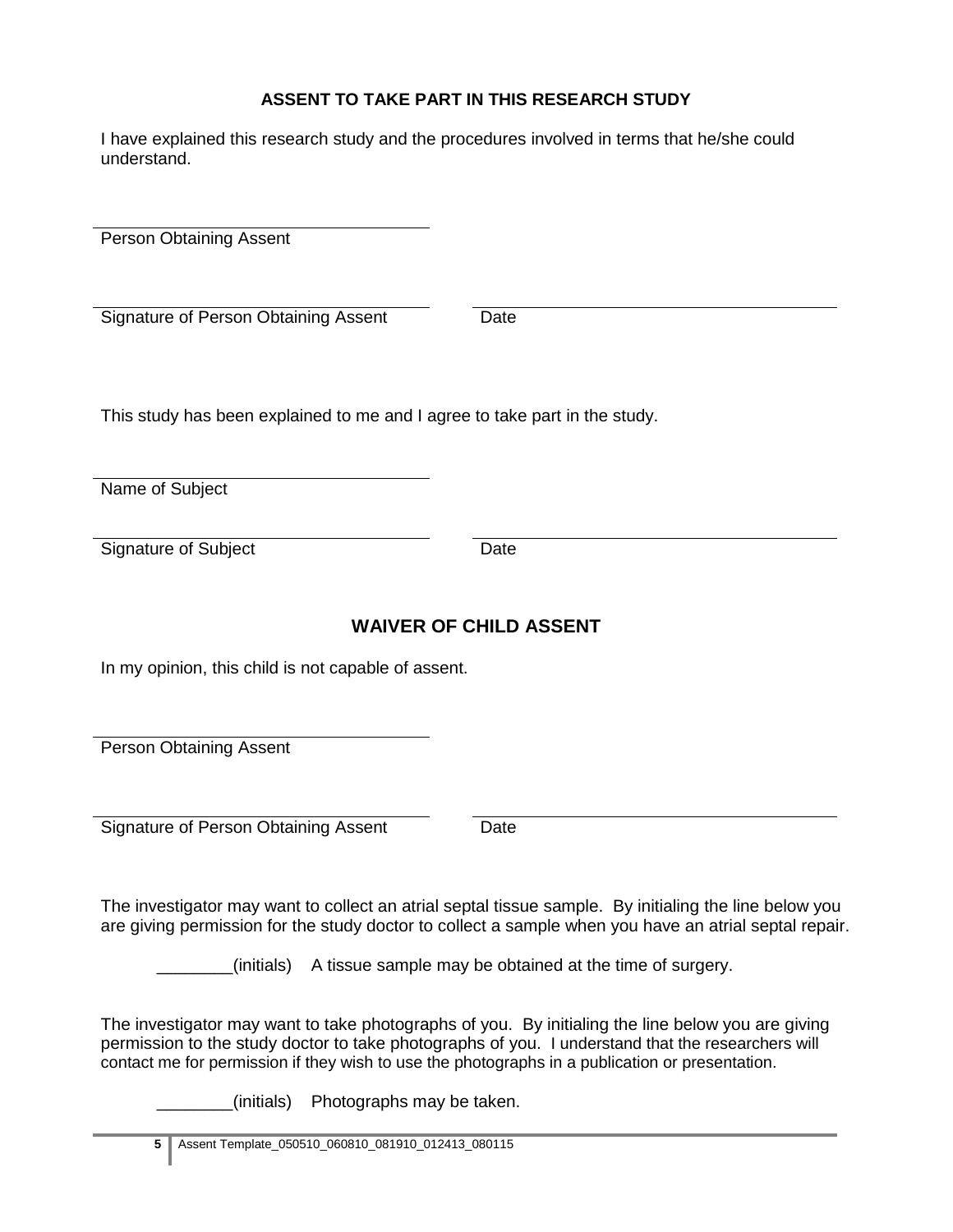## ASSENT TO TAKE PART IN THIS RESEARCH STUDY

I have explained this research study and the procedures involved in terms that he/she could understand.

\_\_\_\_\_\_\_\_\_\_\_\_\_\_\_\_\_\_\_\_\_\_\_\_\_\_\_\_\_\_\_\_\_\_\_\_
Person Obtaining Assent

\_\_\_\_\_\_\_\_\_\_\_\_\_\_\_\_\_\_\_\_\_\_\_\_\_\_\_\_\_\_\_\_\_\_\_\_ \_\_\_\_\_\_\_\_\_\_\_\_\_\_\_\_\_\_\_\_\_\_\_\_\_\_\_\_\_\_\_\_\_\_\_\_
Signature of Person Obtaining Assent Date

This study has been explained to me and I agree to take part in the study.

\_\_\_\_\_\_\_\_\_\_\_\_\_\_\_\_\_\_\_\_\_\_\_\_\_\_\_\_\_\_\_\_\_\_\_\_
Name of Subject

\_\_\_\_\_\_\_\_\_\_\_\_\_\_\_\_\_\_\_\_\_\_\_\_\_\_\_\_\_\_\_\_\_\_\_\_ \_\_\_\_\_\_\_\_\_\_\_\_\_\_\_\_\_\_\_\_\_\_\_\_\_\_\_\_\_\_\_\_\_\_\_\_
Signature of Subject Date

## WAIVER OF CHILD ASSENT

In my opinion, this child is not capable of assent.

\_\_\_\_\_\_\_\_\_\_\_\_\_\_\_\_\_\_\_\_\_\_\_\_\_\_\_\_\_\_\_\_\_\_\_\_
Person Obtaining Assent

\_\_\_\_\_\_\_\_\_\_\_\_\_\_\_\_\_\_\_\_\_\_\_\_\_\_\_\_\_\_\_\_\_\_\_\_ \_\_\_\_\_\_\_\_\_\_\_\_\_\_\_\_\_\_\_\_\_\_\_\_\_\_\_\_\_\_\_\_\_\_\_\_
Signature of Person Obtaining Assent Date

The investigator may want to collect an atrial septal tissue sample. By initialing the line below you are giving permission for the study doctor to collect a sample when you have an atrial septal repair.

\_\_\_\_\_\_\_\_(initials) A tissue sample may be obtained at the time of surgery.

The investigator may want to take photographs of you. By initialing the line below you are giving permission to the study doctor to take photographs of you. I understand that the researchers will contact me for permission if they wish to use the photographs in a publication or presentation.

\_\_\_\_\_\_\_\_(initials) Photographs may be taken.